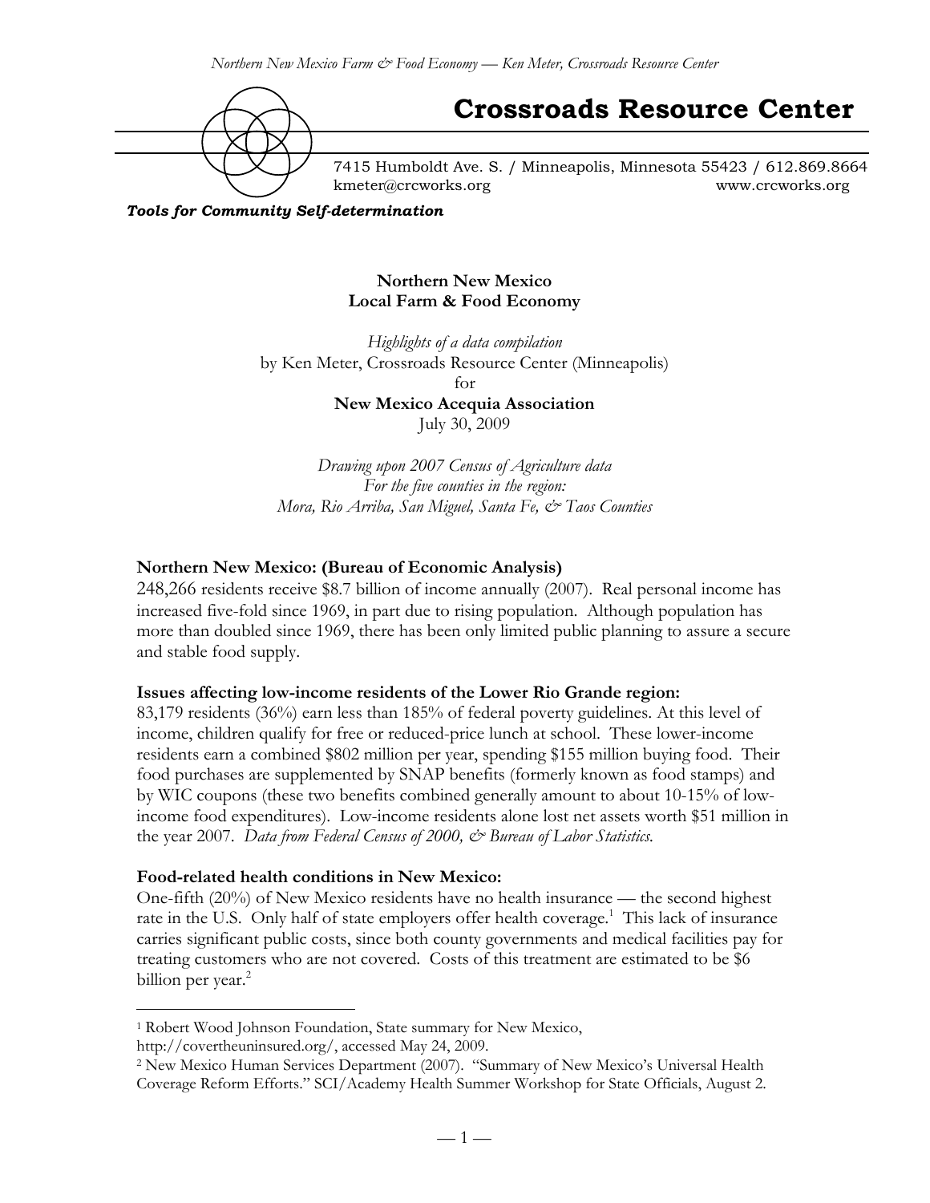# Crossroads Resource Center

7415 Humboldt Ave. S. / Minneapolis, Minnesota 55423 / 612.869.8664
kmeter@crcworks.org www.crcworks.org

***Tools for Community Self-determination***

**Northern New Mexico**
**Local Farm & Food Economy**

*Highlights of a data compilation*
by Ken Meter, Crossroads Resource Center (Minneapolis)
for
**New Mexico Acequia Association**
July 30, 2009

*Drawing upon 2007 Census of Agriculture data*
*For the five counties in the region:*
*Mora, Rio Arriba, San Miguel, Santa Fe, & Taos Counties*

**Northern New Mexico: (Bureau of Economic Analysis)**

248,266 residents receive $8.7 billion of income annually (2007). Real personal income has increased five-fold since 1969, in part due to rising population. Although population has more than doubled since 1969, there has been only limited public planning to assure a secure and stable food supply.

**Issues affecting low-income residents of the Lower Rio Grande region:**

83,179 residents (36%) earn less than 185% of federal poverty guidelines. At this level of income, children qualify for free or reduced-price lunch at school. These lower-income residents earn a combined $802 million per year, spending $155 million buying food. Their food purchases are supplemented by SNAP benefits (formerly known as food stamps) and by WIC coupons (these two benefits combined generally amount to about 10-15% of low-income food expenditures). Low-income residents alone lost net assets worth $51 million in the year 2007. *Data from Federal Census of 2000, & Bureau of Labor Statistics.*

**Food-related health conditions in New Mexico:**

One-fifth (20%) of New Mexico residents have no health insurance — the second highest rate in the U.S. Only half of state employers offer health coverage.[1] This lack of insurance carries significant public costs, since both county governments and medical facilities pay for treating customers who are not covered. Costs of this treatment are estimated to be $6 billion per year.[2]

---

[1] Robert Wood Johnson Foundation, State summary for New Mexico, http://covertheuninsured.org/, accessed May 24, 2009.

[2] New Mexico Human Services Department (2007). "Summary of New Mexico's Universal Health Coverage Reform Efforts." SCI/Academy Health Summer Workshop for State Officials, August 2.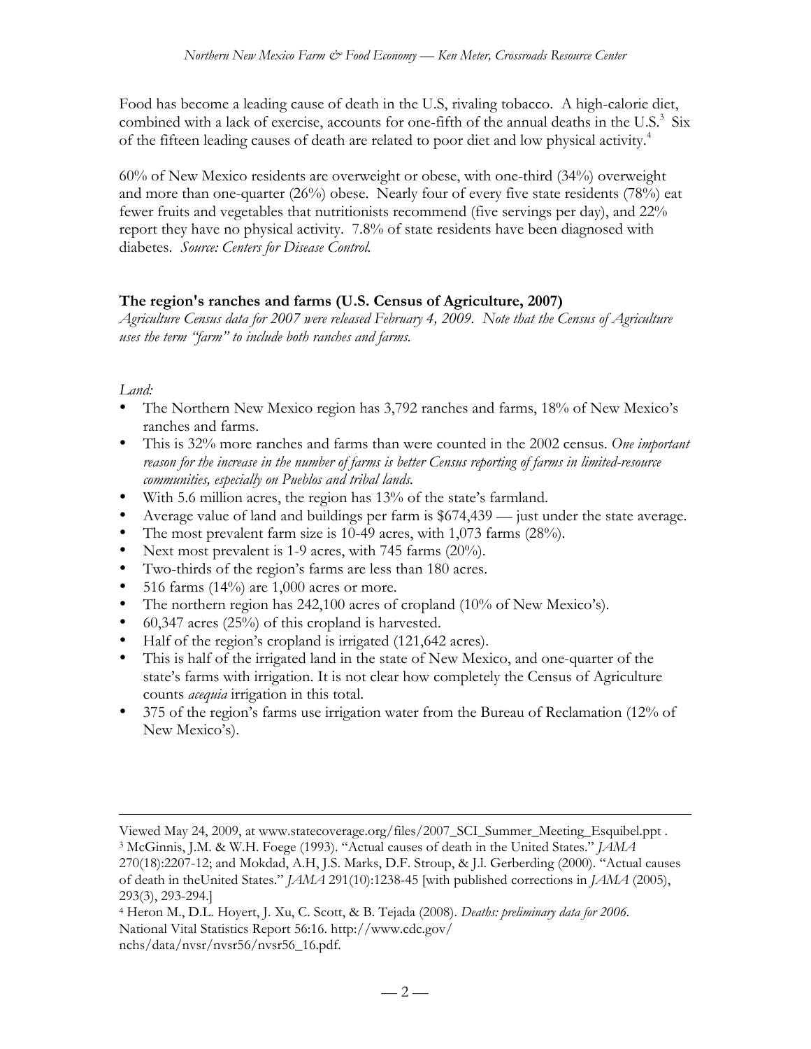Food has become a leading cause of death in the U.S, rivaling tobacco. A high-calorie diet, combined with a lack of exercise, accounts for one-fifth of the annual deaths in the U.S.[3] Six of the fifteen leading causes of death are related to poor diet and low physical activity.[4]

60% of New Mexico residents are overweight or obese, with one-third (34%) overweight and more than one-quarter (26%) obese. Nearly four of every five state residents (78%) eat fewer fruits and vegetables that nutritionists recommend (five servings per day), and 22% report they have no physical activity. 7.8% of state residents have been diagnosed with diabetes. *Source: Centers for Disease Control.*

**The region's ranches and farms (U.S. Census of Agriculture, 2007)**

*Agriculture Census data for 2007 were released February 4, 2009. Note that the Census of Agriculture uses the term "farm" to include both ranches and farms.*

*Land:*

- The Northern New Mexico region has 3,792 ranches and farms, 18% of New Mexico's ranches and farms.
- This is 32% more ranches and farms than were counted in the 2002 census. *One important reason for the increase in the number of farms is better Census reporting of farms in limited-resource communities, especially on Pueblos and tribal lands.*
- With 5.6 million acres, the region has 13% of the state's farmland.
- Average value of land and buildings per farm is $674,439 — just under the state average.
- The most prevalent farm size is 10-49 acres, with 1,073 farms (28%).
- Next most prevalent is 1-9 acres, with 745 farms (20%).
- Two-thirds of the region's farms are less than 180 acres.
- 516 farms (14%) are 1,000 acres or more.
- The northern region has 242,100 acres of cropland (10% of New Mexico's).
- 60,347 acres (25%) of this cropland is harvested.
- Half of the region's cropland is irrigated (121,642 acres).
- This is half of the irrigated land in the state of New Mexico, and one-quarter of the state's farms with irrigation. It is not clear how completely the Census of Agriculture counts *acequia* irrigation in this total.
- 375 of the region's farms use irrigation water from the Bureau of Reclamation (12% of New Mexico's).

---

Viewed May 24, 2009, at www.statecoverage.org/files/2007_SCI_Summer_Meeting_Esquibel.ppt .

[3] McGinnis, J.M. & W.H. Foege (1993). "Actual causes of death in the United States." *JAMA* 270(18):2207-12; and Mokdad, A.H, J.S. Marks, D.F. Stroup, & J.l. Gerberding (2000). "Actual causes of death in theUnited States." *JAMA* 291(10):1238-45 [with published corrections in *JAMA* (2005), 293(3), 293-294.]

[4] Heron M., D.L. Hoyert, J. Xu, C. Scott, & B. Tejada (2008). *Deaths: preliminary data for 2006*. National Vital Statistics Report 56:16. http://www.cdc.gov/nchs/data/nvsr/nvsr56/nvsr56_16.pdf.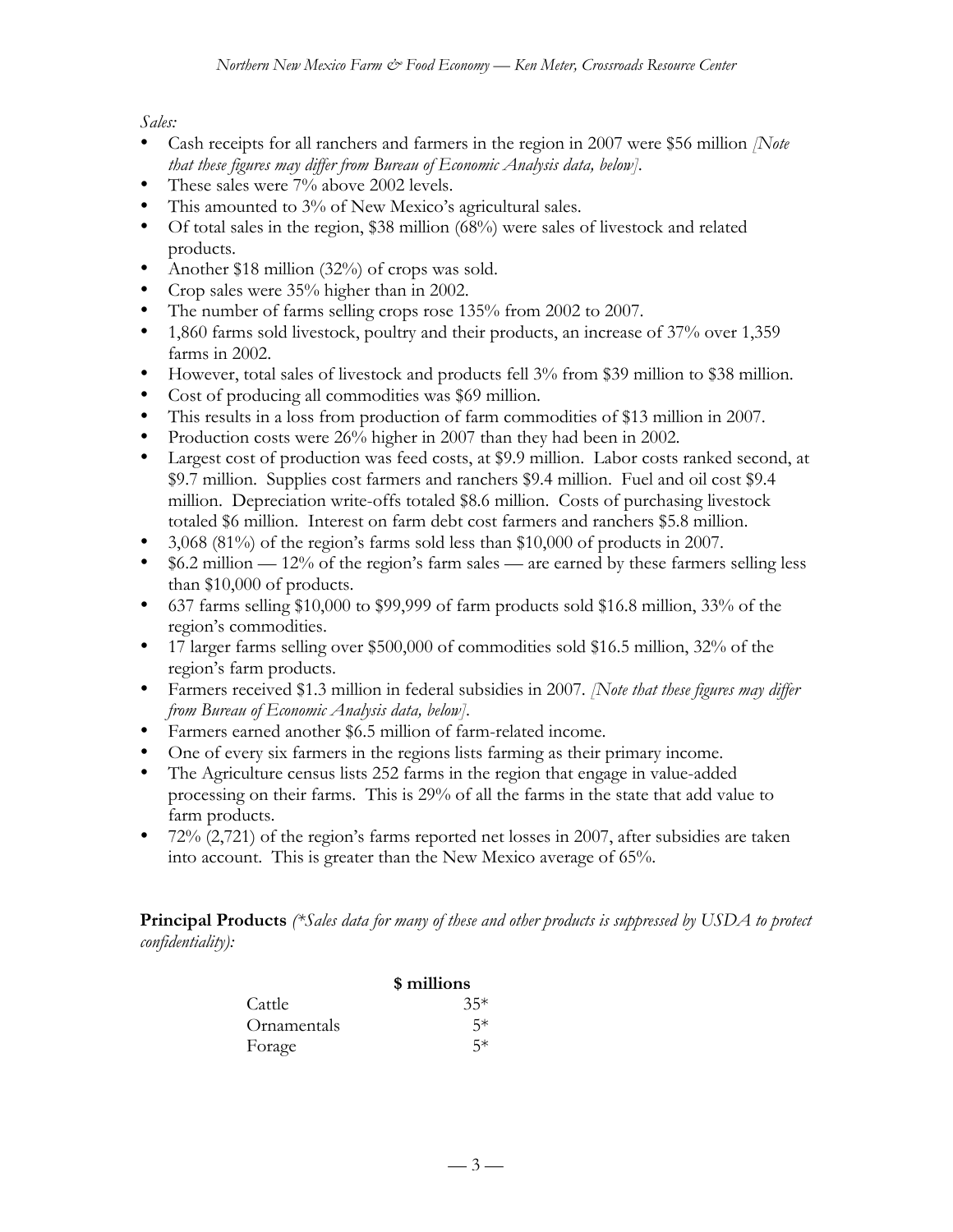*Sales:*

- Cash receipts for all ranchers and farmers in the region in 2007 were $56 million *[Note that these figures may differ from Bureau of Economic Analysis data, below].*
- These sales were 7% above 2002 levels.
- This amounted to 3% of New Mexico's agricultural sales.
- Of total sales in the region, $38 million (68%) were sales of livestock and related products.
- Another $18 million (32%) of crops was sold.
- Crop sales were 35% higher than in 2002.
- The number of farms selling crops rose 135% from 2002 to 2007.
- 1,860 farms sold livestock, poultry and their products, an increase of 37% over 1,359 farms in 2002.
- However, total sales of livestock and products fell 3% from $39 million to $38 million.
- Cost of producing all commodities was $69 million.
- This results in a loss from production of farm commodities of $13 million in 2007.
- Production costs were 26% higher in 2007 than they had been in 2002.
- Largest cost of production was feed costs, at $9.9 million. Labor costs ranked second, at $9.7 million. Supplies cost farmers and ranchers $9.4 million. Fuel and oil cost $9.4 million. Depreciation write-offs totaled $8.6 million. Costs of purchasing livestock totaled $6 million. Interest on farm debt cost farmers and ranchers $5.8 million.
- 3,068 (81%) of the region's farms sold less than $10,000 of products in 2007.
- $6.2 million — 12% of the region's farm sales — are earned by these farmers selling less than $10,000 of products.
- 637 farms selling $10,000 to $99,999 of farm products sold $16.8 million, 33% of the region's commodities.
- 17 larger farms selling over $500,000 of commodities sold $16.5 million, 32% of the region's farm products.
- Farmers received $1.3 million in federal subsidies in 2007. *[Note that these figures may differ from Bureau of Economic Analysis data, below].*
- Farmers earned another $6.5 million of farm-related income.
- One of every six farmers in the regions lists farming as their primary income.
- The Agriculture census lists 252 farms in the region that engage in value-added processing on their farms. This is 29% of all the farms in the state that add value to farm products.
- 72% (2,721) of the region's farms reported net losses in 2007, after subsidies are taken into account. This is greater than the New Mexico average of 65%.

**Principal Products** *(\*Sales data for many of these and other products is suppressed by USDA to protect confidentiality):*

| | **$ millions** |
|---|---|
| Cattle | 35* |
| Ornamentals | 5* |
| Forage | 5* |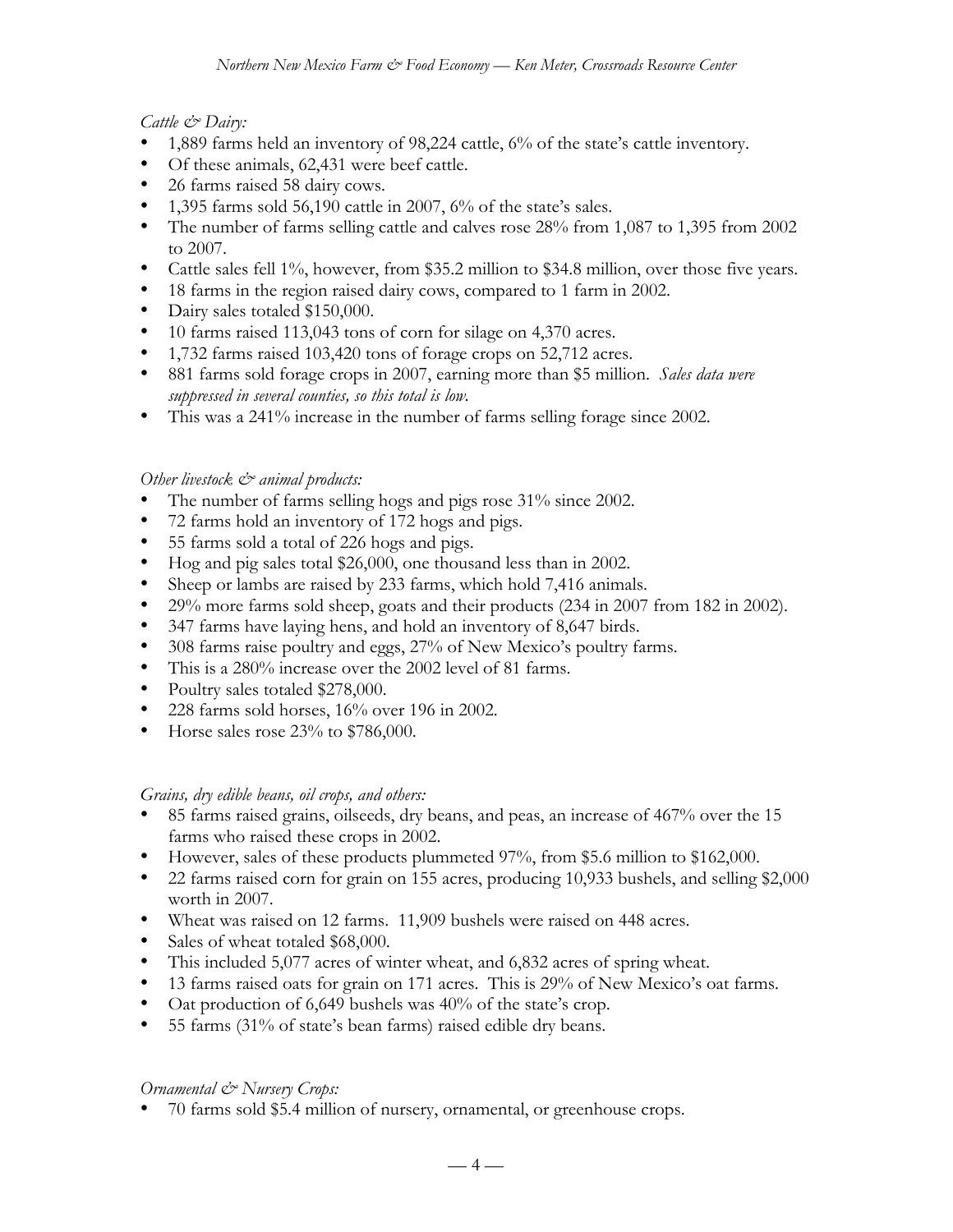*Cattle & Dairy:*

- 1,889 farms held an inventory of 98,224 cattle, 6% of the state's cattle inventory.
- Of these animals, 62,431 were beef cattle.
- 26 farms raised 58 dairy cows.
- 1,395 farms sold 56,190 cattle in 2007, 6% of the state's sales.
- The number of farms selling cattle and calves rose 28% from 1,087 to 1,395 from 2002 to 2007.
- Cattle sales fell 1%, however, from $35.2 million to $34.8 million, over those five years.
- 18 farms in the region raised dairy cows, compared to 1 farm in 2002.
- Dairy sales totaled $150,000.
- 10 farms raised 113,043 tons of corn for silage on 4,370 acres.
- 1,732 farms raised 103,420 tons of forage crops on 52,712 acres.
- 881 farms sold forage crops in 2007, earning more than $5 million. *Sales data were suppressed in several counties, so this total is low.*
- This was a 241% increase in the number of farms selling forage since 2002.

*Other livestock & animal products:*

- The number of farms selling hogs and pigs rose 31% since 2002.
- 72 farms hold an inventory of 172 hogs and pigs.
- 55 farms sold a total of 226 hogs and pigs.
- Hog and pig sales total $26,000, one thousand less than in 2002.
- Sheep or lambs are raised by 233 farms, which hold 7,416 animals.
- 29% more farms sold sheep, goats and their products (234 in 2007 from 182 in 2002).
- 347 farms have laying hens, and hold an inventory of 8,647 birds.
- 308 farms raise poultry and eggs, 27% of New Mexico's poultry farms.
- This is a 280% increase over the 2002 level of 81 farms.
- Poultry sales totaled $278,000.
- 228 farms sold horses, 16% over 196 in 2002.
- Horse sales rose 23% to $786,000.

*Grains, dry edible beans, oil crops, and others:*

- 85 farms raised grains, oilseeds, dry beans, and peas, an increase of 467% over the 15 farms who raised these crops in 2002.
- However, sales of these products plummeted 97%, from $5.6 million to $162,000.
- 22 farms raised corn for grain on 155 acres, producing 10,933 bushels, and selling $2,000 worth in 2007.
- Wheat was raised on 12 farms. 11,909 bushels were raised on 448 acres.
- Sales of wheat totaled $68,000.
- This included 5,077 acres of winter wheat, and 6,832 acres of spring wheat.
- 13 farms raised oats for grain on 171 acres. This is 29% of New Mexico's oat farms.
- Oat production of 6,649 bushels was 40% of the state's crop.
- 55 farms (31% of state's bean farms) raised edible dry beans.

*Ornamental & Nursery Crops:*

- 70 farms sold $5.4 million of nursery, ornamental, or greenhouse crops.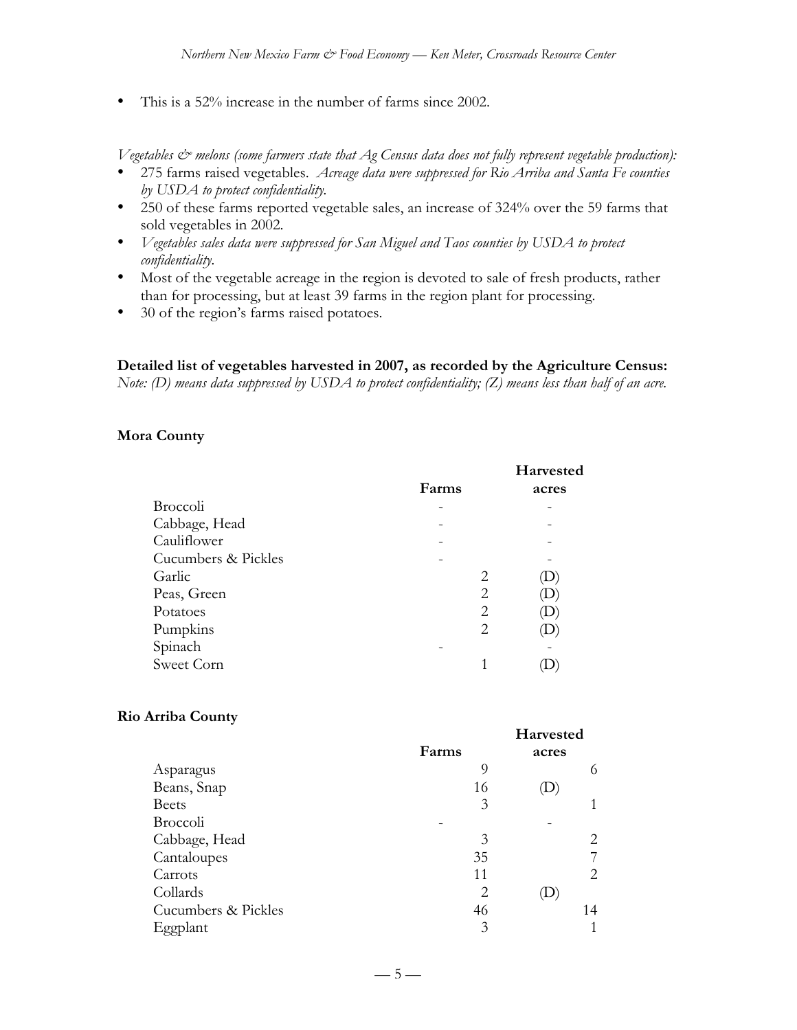- This is a 52% increase in the number of farms since 2002.

*Vegetables & melons (some farmers state that Ag Census data does not fully represent vegetable production):*

- 275 farms raised vegetables. *Acreage data were suppressed for Rio Arriba and Santa Fe counties by USDA to protect confidentiality.*
- 250 of these farms reported vegetable sales, an increase of 324% over the 59 farms that sold vegetables in 2002.
- *Vegetables sales data were suppressed for San Miguel and Taos counties by USDA to protect confidentiality.*
- Most of the vegetable acreage in the region is devoted to sale of fresh products, rather than for processing, but at least 39 farms in the region plant for processing.
- 30 of the region's farms raised potatoes.

**Detailed list of vegetables harvested in 2007, as recorded by the Agriculture Census:**
*Note: (D) means data suppressed by USDA to protect confidentiality; (Z) means less than half of an acre.*

**Mora County**

| | Farms | Harvested acres |
|---|---|---|
| Broccoli | - | - |
| Cabbage, Head | - | - |
| Cauliflower | - | - |
| Cucumbers & Pickles | - | - |
| Garlic | 2 | (D) |
| Peas, Green | 2 | (D) |
| Potatoes | 2 | (D) |
| Pumpkins | 2 | (D) |
| Spinach | - | - |
| Sweet Corn | 1 | (D) |

**Rio Arriba County**

| | Farms | Harvested acres |
|---|---|---|
| Asparagus | 9 | 6 |
| Beans, Snap | 16 | (D) |
| Beets | 3 | 1 |
| Broccoli | - | - |
| Cabbage, Head | 3 | 2 |
| Cantaloupes | 35 | 7 |
| Carrots | 11 | 2 |
| Collards | 2 | (D) |
| Cucumbers & Pickles | 46 | 14 |
| Eggplant | 3 | 1 |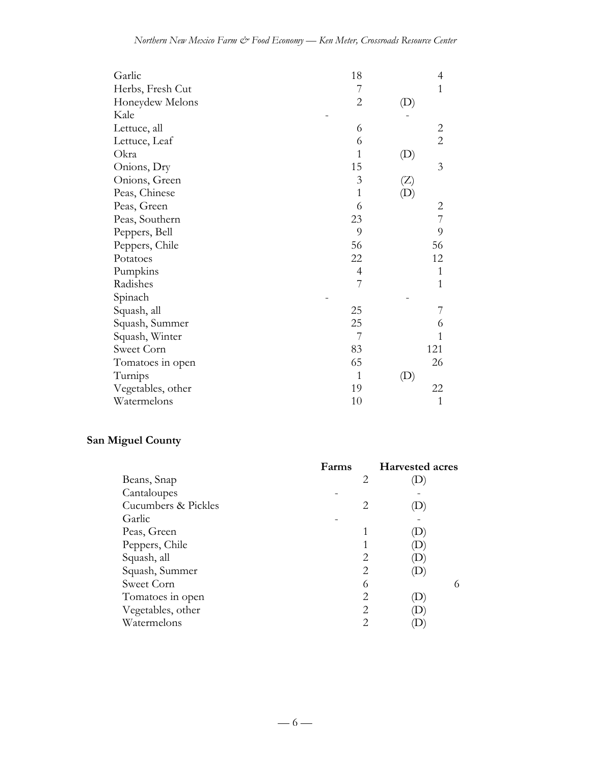| | | |
|---|---|---|
| Garlic | 18 | 4 |
| Herbs, Fresh Cut | 7 | 1 |
| Honeydew Melons | 2 | (D) |
| Kale | - | - |
| Lettuce, all | 6 | 2 |
| Lettuce, Leaf | 6 | 2 |
| Okra | 1 | (D) |
| Onions, Dry | 15 | 3 |
| Onions, Green | 3 | (Z) |
| Peas, Chinese | 1 | (D) |
| Peas, Green | 6 | 2 |
| Peas, Southern | 23 | 7 |
| Peppers, Bell | 9 | 9 |
| Peppers, Chile | 56 | 56 |
| Potatoes | 22 | 12 |
| Pumpkins | 4 | 1 |
| Radishes | 7 | 1 |
| Spinach | - | - |
| Squash, all | 25 | 7 |
| Squash, Summer | 25 | 6 |
| Squash, Winter | 7 | 1 |
| Sweet Corn | 83 | 121 |
| Tomatoes in open | 65 | 26 |
| Turnips | 1 | (D) |
| Vegetables, other | 19 | 22 |
| Watermelons | 10 | 1 |

**San Miguel County**

| | Farms | Harvested acres |
|---|---|---|
| Beans, Snap | 2 | (D) |
| Cantaloupes | - | - |
| Cucumbers & Pickles | 2 | (D) |
| Garlic | - | - |
| Peas, Green | 1 | (D) |
| Peppers, Chile | 1 | (D) |
| Squash, all | 2 | (D) |
| Squash, Summer | 2 | (D) |
| Sweet Corn | 6 | 6 |
| Tomatoes in open | 2 | (D) |
| Vegetables, other | 2 | (D) |
| Watermelons | 2 | (D) |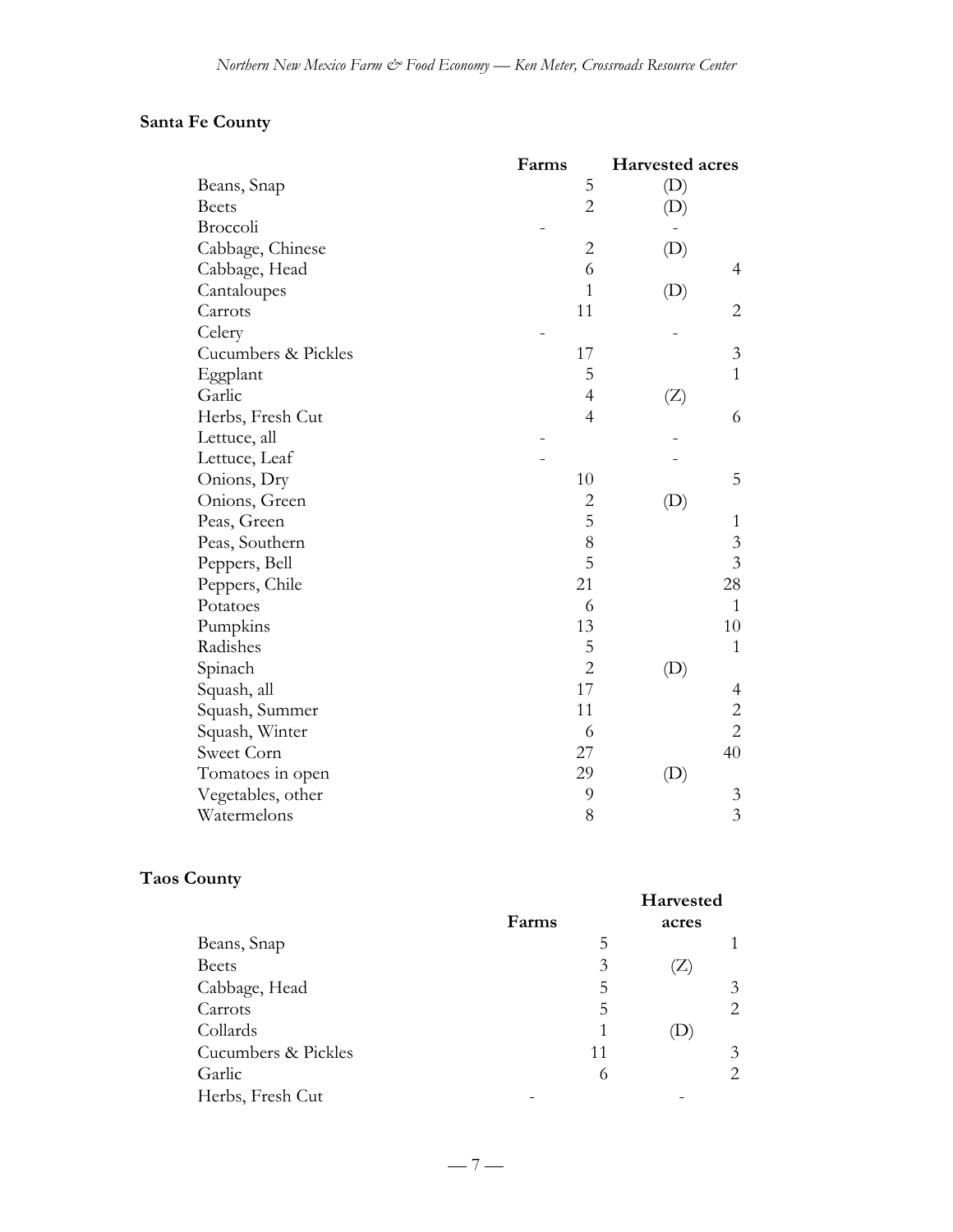**Santa Fe County**

| | Farms | Harvested acres |
|---|---|---|
| Beans, Snap | 5 | (D) |
| Beets | 2 | (D) |
| Broccoli | - | - |
| Cabbage, Chinese | 2 | (D) |
| Cabbage, Head | 6 | 4 |
| Cantaloupes | 1 | (D) |
| Carrots | 11 | 2 |
| Celery | - | - |
| Cucumbers & Pickles | 17 | 3 |
| Eggplant | 5 | 1 |
| Garlic | 4 | (Z) |
| Herbs, Fresh Cut | 4 | 6 |
| Lettuce, all | - | - |
| Lettuce, Leaf | - | - |
| Onions, Dry | 10 | 5 |
| Onions, Green | 2 | (D) |
| Peas, Green | 5 | 1 |
| Peas, Southern | 8 | 3 |
| Peppers, Bell | 5 | 3 |
| Peppers, Chile | 21 | 28 |
| Potatoes | 6 | 1 |
| Pumpkins | 13 | 10 |
| Radishes | 5 | 1 |
| Spinach | 2 | (D) |
| Squash, all | 17 | 4 |
| Squash, Summer | 11 | 2 |
| Squash, Winter | 6 | 2 |
| Sweet Corn | 27 | 40 |
| Tomatoes in open | 29 | (D) |
| Vegetables, other | 9 | 3 |
| Watermelons | 8 | 3 |

**Taos County**

| | Farms | Harvested acres |
|---|---|---|
| Beans, Snap | 5 | 1 |
| Beets | 3 | (Z) |
| Cabbage, Head | 5 | 3 |
| Carrots | 5 | 2 |
| Collards | 1 | (D) |
| Cucumbers & Pickles | 11 | 3 |
| Garlic | 6 | 2 |
| Herbs, Fresh Cut | - | - |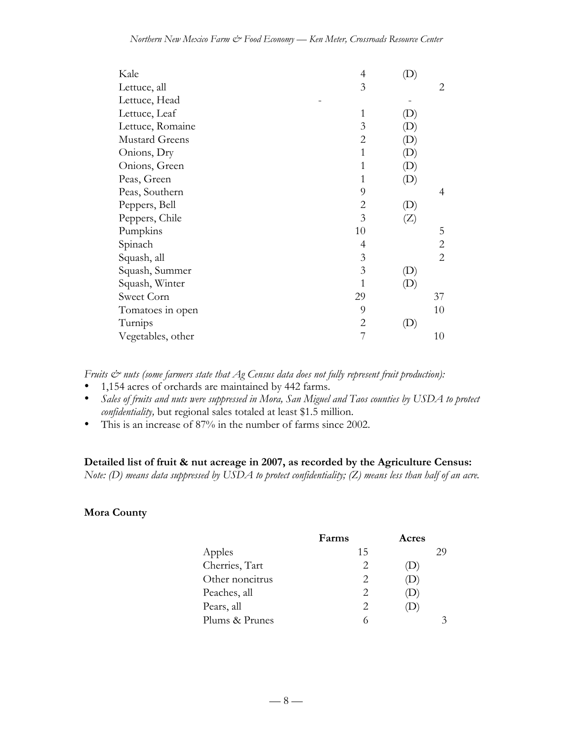| | | |
|---|---|---|
| Kale | 4 | (D) |
| Lettuce, all | 3 | 2 |
| Lettuce, Head | - | - |
| Lettuce, Leaf | 1 | (D) |
| Lettuce, Romaine | 3 | (D) |
| Mustard Greens | 2 | (D) |
| Onions, Dry | 1 | (D) |
| Onions, Green | 1 | (D) |
| Peas, Green | 1 | (D) |
| Peas, Southern | 9 | 4 |
| Peppers, Bell | 2 | (D) |
| Peppers, Chile | 3 | (Z) |
| Pumpkins | 10 | 5 |
| Spinach | 4 | 2 |
| Squash, all | 3 | 2 |
| Squash, Summer | 3 | (D) |
| Squash, Winter | 1 | (D) |
| Sweet Corn | 29 | 37 |
| Tomatoes in open | 9 | 10 |
| Turnips | 2 | (D) |
| Vegetables, other | 7 | 10 |

*Fruits & nuts (some farmers state that Ag Census data does not fully represent fruit production):*

- 1,154 acres of orchards are maintained by 442 farms.
- *Sales of fruits and nuts were suppressed in Mora, San Miguel and Taos counties by USDA to protect confidentiality,* but regional sales totaled at least $1.5 million.
- This is an increase of 87% in the number of farms since 2002.

**Detailed list of fruit & nut acreage in 2007, as recorded by the Agriculture Census:**
*Note: (D) means data suppressed by USDA to protect confidentiality; (Z) means less than half of an acre.*

**Mora County**

| | Farms | Acres |
|---|---|---|
| Apples | 15 | 29 |
| Cherries, Tart | 2 | (D) |
| Other noncitrus | 2 | (D) |
| Peaches, all | 2 | (D) |
| Pears, all | 2 | (D) |
| Plums & Prunes | 6 | 3 |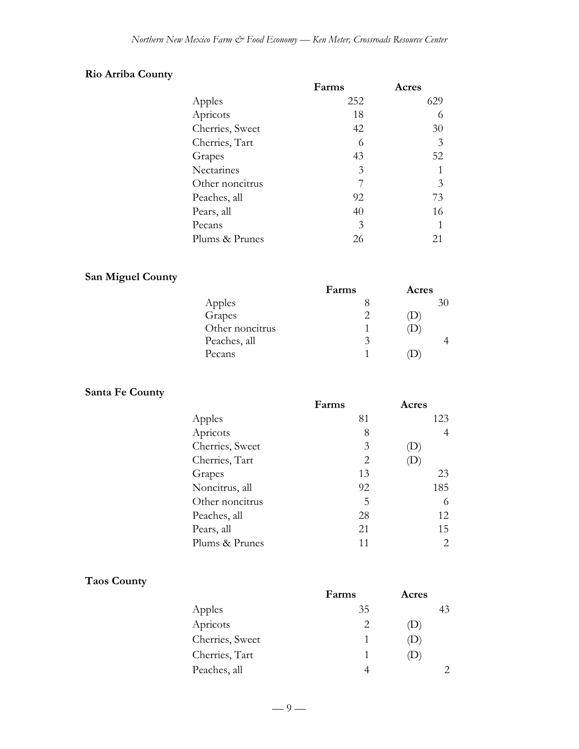**Rio Arriba County**

| | Farms | Acres |
|---|---|---|
| Apples | 252 | 629 |
| Apricots | 18 | 6 |
| Cherries, Sweet | 42 | 30 |
| Cherries, Tart | 6 | 3 |
| Grapes | 43 | 52 |
| Nectarines | 3 | 1 |
| Other noncitrus | 7 | 3 |
| Peaches, all | 92 | 73 |
| Pears, all | 40 | 16 |
| Pecans | 3 | 1 |
| Plums & Prunes | 26 | 21 |

**San Miguel County**

| | Farms | Acres |
|---|---|---|
| Apples | 8 | 30 |
| Grapes | 2 | (D) |
| Other noncitrus | 1 | (D) |
| Peaches, all | 3 | 4 |
| Pecans | 1 | (D) |

**Santa Fe County**

| | Farms | Acres |
|---|---|---|
| Apples | 81 | 123 |
| Apricots | 8 | 4 |
| Cherries, Sweet | 3 | (D) |
| Cherries, Tart | 2 | (D) |
| Grapes | 13 | 23 |
| Noncitrus, all | 92 | 185 |
| Other noncitrus | 5 | 6 |
| Peaches, all | 28 | 12 |
| Pears, all | 21 | 15 |
| Plums & Prunes | 11 | 2 |

**Taos County**

| | Farms | Acres |
|---|---|---|
| Apples | 35 | 43 |
| Apricots | 2 | (D) |
| Cherries, Sweet | 1 | (D) |
| Cherries, Tart | 1 | (D) |
| Peaches, all | 4 | 2 |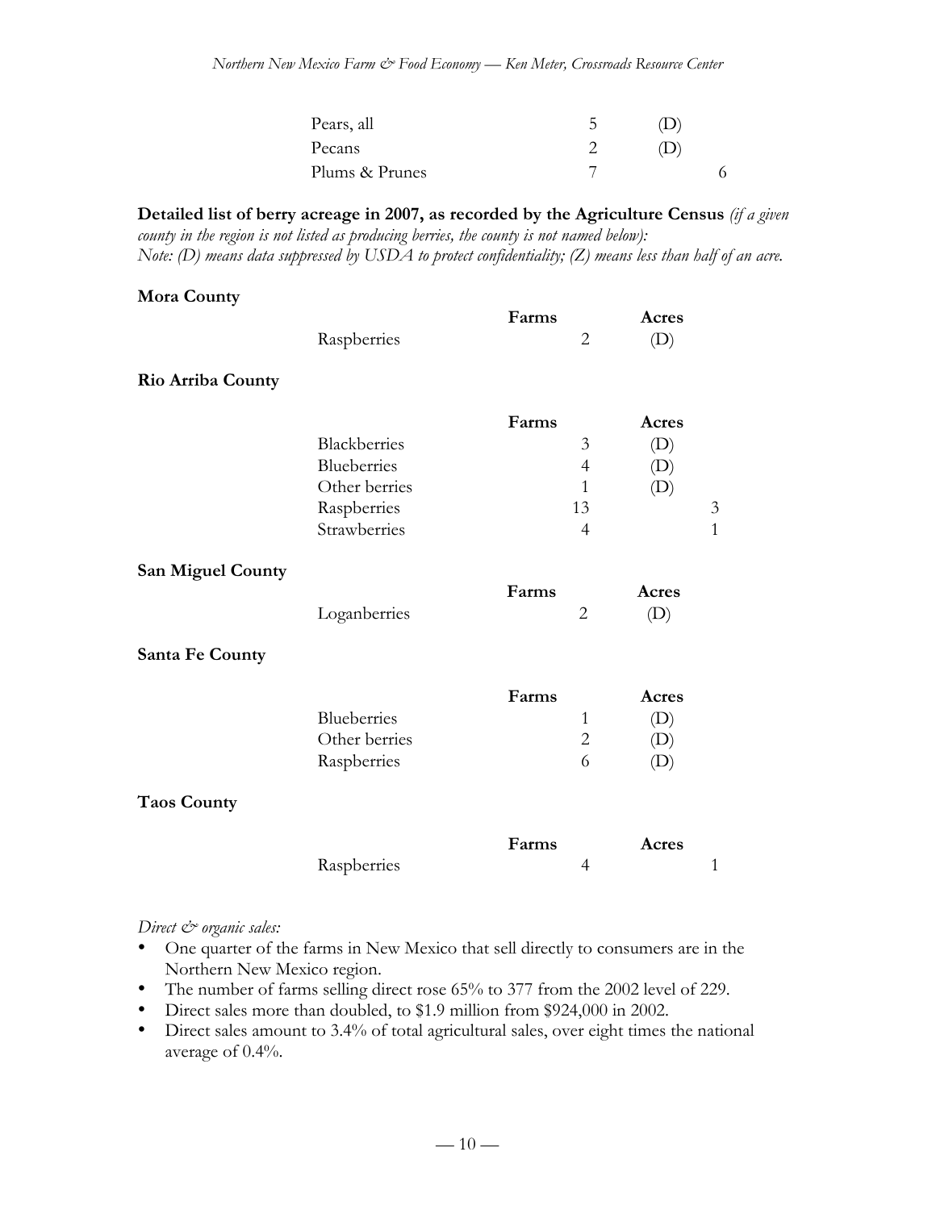| | | |
|---|---|---|
| Pears, all | 5 | (D) |
| Pecans | 2 | (D) |
| Plums & Prunes | 7 | 6 |

**Detailed list of berry acreage in 2007, as recorded by the Agriculture Census** *(if a given county in the region is not listed as producing berries, the county is not named below):*
*Note: (D) means data suppressed by USDA to protect confidentiality; (Z) means less than half of an acre.*

**Mora County**

| | Farms | Acres |
|---|---|---|
| Raspberries | 2 | (D) |

**Rio Arriba County**

| | Farms | Acres |
|---|---|---|
| Blackberries | 3 | (D) |
| Blueberries | 4 | (D) |
| Other berries | 1 | (D) |
| Raspberries | 13 | 3 |
| Strawberries | 4 | 1 |

**San Miguel County**

| | Farms | Acres |
|---|---|---|
| Loganberries | 2 | (D) |

**Santa Fe County**

| | Farms | Acres |
|---|---|---|
| Blueberries | 1 | (D) |
| Other berries | 2 | (D) |
| Raspberries | 6 | (D) |

**Taos County**

| | Farms | Acres |
|---|---|---|
| Raspberries | 4 | 1 |

*Direct & organic sales:*

- One quarter of the farms in New Mexico that sell directly to consumers are in the Northern New Mexico region.
- The number of farms selling direct rose 65% to 377 from the 2002 level of 229.
- Direct sales more than doubled, to $1.9 million from $924,000 in 2002.
- Direct sales amount to 3.4% of total agricultural sales, over eight times the national average of 0.4%.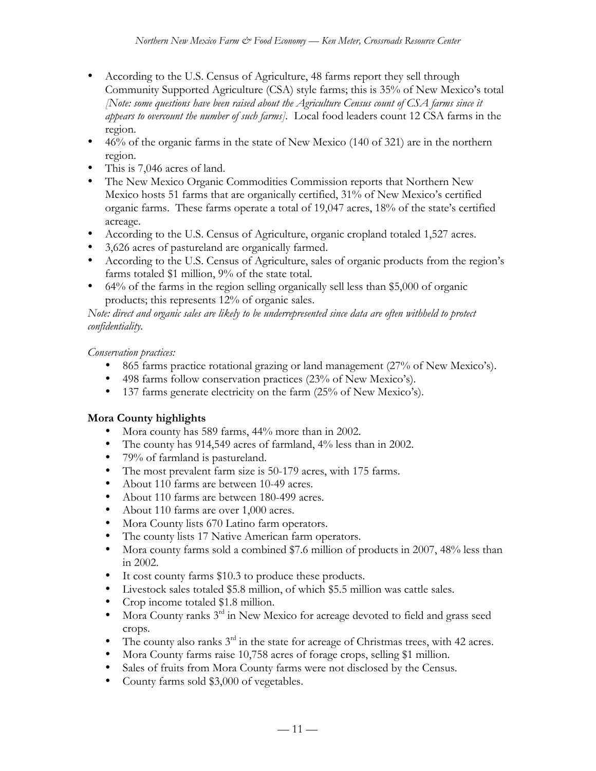- According to the U.S. Census of Agriculture, 48 farms report they sell through Community Supported Agriculture (CSA) style farms; this is 35% of New Mexico's total *[Note: some questions have been raised about the Agriculture Census count of CSA farms since it appears to overcount the number of such farms]*. Local food leaders count 12 CSA farms in the region.
- 46% of the organic farms in the state of New Mexico (140 of 321) are in the northern region.
- This is 7,046 acres of land.
- The New Mexico Organic Commodities Commission reports that Northern New Mexico hosts 51 farms that are organically certified, 31% of New Mexico's certified organic farms. These farms operate a total of 19,047 acres, 18% of the state's certified acreage.
- According to the U.S. Census of Agriculture, organic cropland totaled 1,527 acres.
- 3,626 acres of pastureland are organically farmed.
- According to the U.S. Census of Agriculture, sales of organic products from the region's farms totaled $1 million, 9% of the state total.
- 64% of the farms in the region selling organically sell less than $5,000 of organic products; this represents 12% of organic sales.

*Note: direct and organic sales are likely to be underrepresented since data are often withheld to protect confidentiality.*

*Conservation practices:*

- 865 farms practice rotational grazing or land management (27% of New Mexico's).
- 498 farms follow conservation practices (23% of New Mexico's).
- 137 farms generate electricity on the farm (25% of New Mexico's).

**Mora County highlights**

- Mora county has 589 farms, 44% more than in 2002.
- The county has 914,549 acres of farmland, 4% less than in 2002.
- 79% of farmland is pastureland.
- The most prevalent farm size is 50-179 acres, with 175 farms.
- About 110 farms are between 10-49 acres.
- About 110 farms are between 180-499 acres.
- About 110 farms are over 1,000 acres.
- Mora County lists 670 Latino farm operators.
- The county lists 17 Native American farm operators.
- Mora county farms sold a combined $7.6 million of products in 2007, 48% less than in 2002.
- It cost county farms $10.3 to produce these products.
- Livestock sales totaled $5.8 million, of which $5.5 million was cattle sales.
- Crop income totaled $1.8 million.
- Mora County ranks 3rd in New Mexico for acreage devoted to field and grass seed crops.
- The county also ranks 3rd in the state for acreage of Christmas trees, with 42 acres.
- Mora County farms raise 10,758 acres of forage crops, selling $1 million.
- Sales of fruits from Mora County farms were not disclosed by the Census.
- County farms sold $3,000 of vegetables.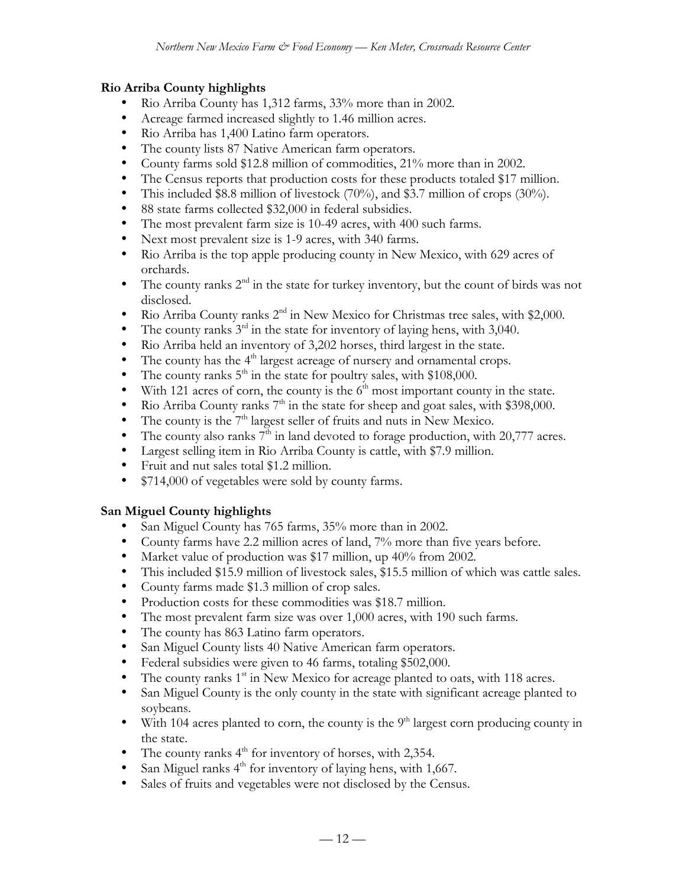**Rio Arriba County highlights**

- Rio Arriba County has 1,312 farms, 33% more than in 2002.
- Acreage farmed increased slightly to 1.46 million acres.
- Rio Arriba has 1,400 Latino farm operators.
- The county lists 87 Native American farm operators.
- County farms sold \$12.8 million of commodities, 21% more than in 2002.
- The Census reports that production costs for these products totaled \$17 million.
- This included \$8.8 million of livestock (70%), and \$3.7 million of crops (30%).
- 88 state farms collected \$32,000 in federal subsidies.
- The most prevalent farm size is 10-49 acres, with 400 such farms.
- Next most prevalent size is 1-9 acres, with 340 farms.
- Rio Arriba is the top apple producing county in New Mexico, with 629 acres of orchards.
- The county ranks 2nd in the state for turkey inventory, but the count of birds was not disclosed.
- Rio Arriba County ranks 2nd in New Mexico for Christmas tree sales, with \$2,000.
- The county ranks 3rd in the state for inventory of laying hens, with 3,040.
- Rio Arriba held an inventory of 3,202 horses, third largest in the state.
- The county has the 4th largest acreage of nursery and ornamental crops.
- The county ranks 5th in the state for poultry sales, with \$108,000.
- With 121 acres of corn, the county is the 6th most important county in the state.
- Rio Arriba County ranks 7th in the state for sheep and goat sales, with \$398,000.
- The county is the 7th largest seller of fruits and nuts in New Mexico.
- The county also ranks 7th in land devoted to forage production, with 20,777 acres.
- Largest selling item in Rio Arriba County is cattle, with \$7.9 million.
- Fruit and nut sales total \$1.2 million.
- \$714,000 of vegetables were sold by county farms.

**San Miguel County highlights**

- San Miguel County has 765 farms, 35% more than in 2002.
- County farms have 2.2 million acres of land, 7% more than five years before.
- Market value of production was \$17 million, up 40% from 2002.
- This included \$15.9 million of livestock sales, \$15.5 million of which was cattle sales.
- County farms made \$1.3 million of crop sales.
- Production costs for these commodities was \$18.7 million.
- The most prevalent farm size was over 1,000 acres, with 190 such farms.
- The county has 863 Latino farm operators.
- San Miguel County lists 40 Native American farm operators.
- Federal subsidies were given to 46 farms, totaling \$502,000.
- The county ranks 1st in New Mexico for acreage planted to oats, with 118 acres.
- San Miguel County is the only county in the state with significant acreage planted to soybeans.
- With 104 acres planted to corn, the county is the 9th largest corn producing county in the state.
- The county ranks 4th for inventory of horses, with 2,354.
- San Miguel ranks 4th for inventory of laying hens, with 1,667.
- Sales of fruits and vegetables were not disclosed by the Census.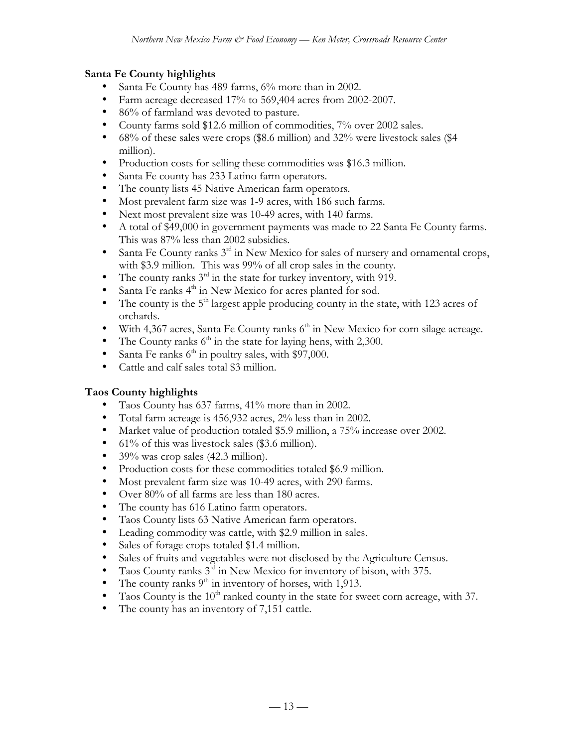**Santa Fe County highlights**

- Santa Fe County has 489 farms, 6% more than in 2002.
- Farm acreage decreased 17% to 569,404 acres from 2002-2007.
- 86% of farmland was devoted to pasture.
- County farms sold $12.6 million of commodities, 7% over 2002 sales.
- 68% of these sales were crops ($8.6 million) and 32% were livestock sales ($4 million).
- Production costs for selling these commodities was $16.3 million.
- Santa Fe county has 233 Latino farm operators.
- The county lists 45 Native American farm operators.
- Most prevalent farm size was 1-9 acres, with 186 such farms.
- Next most prevalent size was 10-49 acres, with 140 farms.
- A total of $49,000 in government payments was made to 22 Santa Fe County farms. This was 87% less than 2002 subsidies.
- Santa Fe County ranks 3rd in New Mexico for sales of nursery and ornamental crops, with $3.9 million. This was 99% of all crop sales in the county.
- The county ranks 3rd in the state for turkey inventory, with 919.
- Santa Fe ranks 4th in New Mexico for acres planted for sod.
- The county is the 5th largest apple producing county in the state, with 123 acres of orchards.
- With 4,367 acres, Santa Fe County ranks 6th in New Mexico for corn silage acreage.
- The County ranks 6th in the state for laying hens, with 2,300.
- Santa Fe ranks 6th in poultry sales, with $97,000.
- Cattle and calf sales total $3 million.

**Taos County highlights**

- Taos County has 637 farms, 41% more than in 2002.
- Total farm acreage is 456,932 acres, 2% less than in 2002.
- Market value of production totaled $5.9 million, a 75% increase over 2002.
- 61% of this was livestock sales ($3.6 million).
- 39% was crop sales (42.3 million).
- Production costs for these commodities totaled $6.9 million.
- Most prevalent farm size was 10-49 acres, with 290 farms.
- Over 80% of all farms are less than 180 acres.
- The county has 616 Latino farm operators.
- Taos County lists 63 Native American farm operators.
- Leading commodity was cattle, with $2.9 million in sales.
- Sales of forage crops totaled $1.4 million.
- Sales of fruits and vegetables were not disclosed by the Agriculture Census.
- Taos County ranks 3rd in New Mexico for inventory of bison, with 375.
- The county ranks 9th in inventory of horses, with 1,913.
- Taos County is the 10th ranked county in the state for sweet corn acreage, with 37.
- The county has an inventory of 7,151 cattle.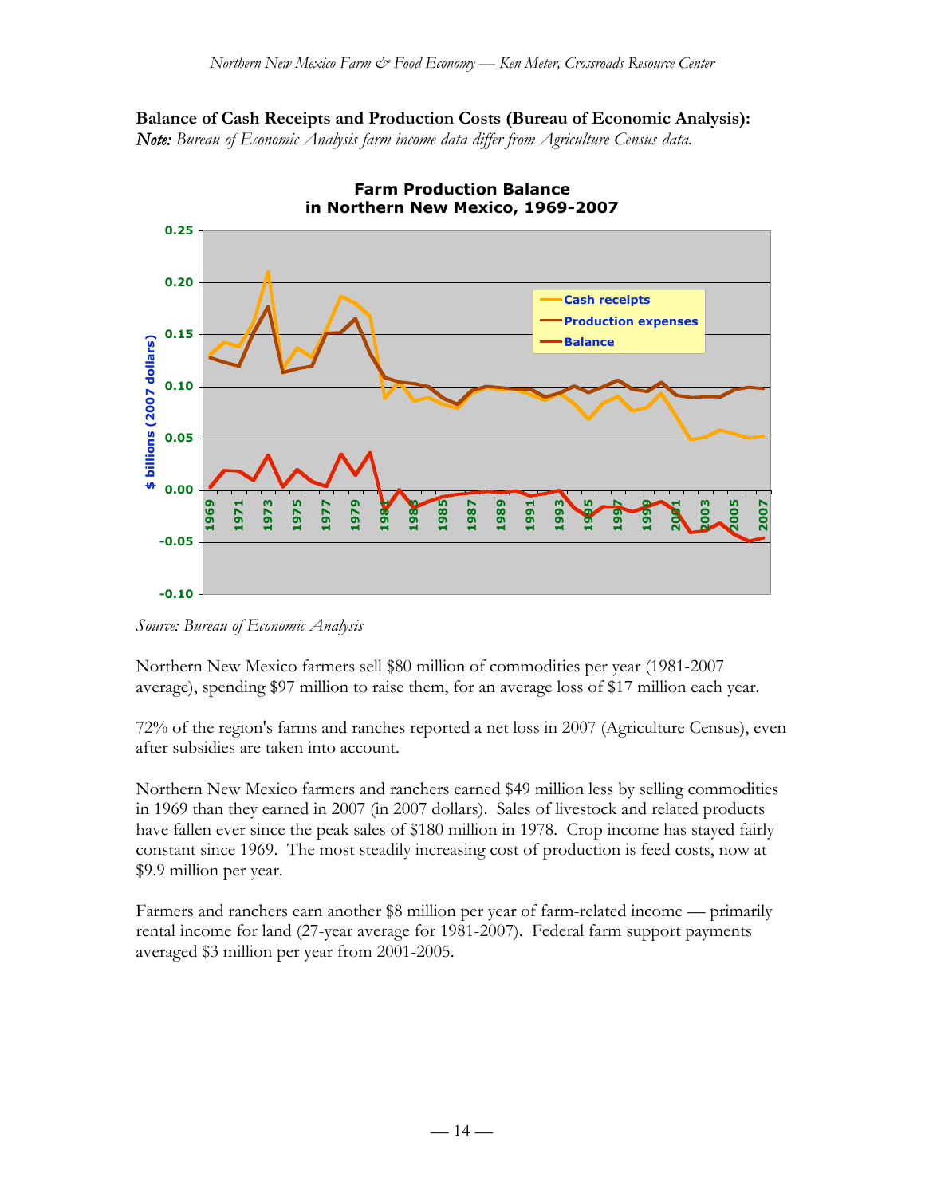**Balance of Cash Receipts and Production Costs (Bureau of Economic Analysis):**
***Note:*** *Bureau of Economic Analysis farm income data differ from Agriculture Census data.*

**Farm Production Balance in Northern New Mexico, 1969-2007**

$ billions (2007 dollars)

0.25
0.20
0.15
0.10
0.05
0.00
-0.05
-0.10

1969 1971 1973 1975 1977 1979 1981 1983 1985 1987 1989 1991 1993 1995 1997 1999 2001 2003 2005 2007

Cash receipts
Production expenses
Balance

*Source: Bureau of Economic Analysis*

Northern New Mexico farmers sell $80 million of commodities per year (1981-2007 average), spending $97 million to raise them, for an average loss of $17 million each year.

72% of the region's farms and ranches reported a net loss in 2007 (Agriculture Census), even after subsidies are taken into account.

Northern New Mexico farmers and ranchers earned $49 million less by selling commodities in 1969 than they earned in 2007 (in 2007 dollars). Sales of livestock and related products have fallen ever since the peak sales of $180 million in 1978. Crop income has stayed fairly constant since 1969. The most steadily increasing cost of production is feed costs, now at $9.9 million per year.

Farmers and ranchers earn another $8 million per year of farm-related income — primarily rental income for land (27-year average for 1981-2007). Federal farm support payments averaged $3 million per year from 2001-2005.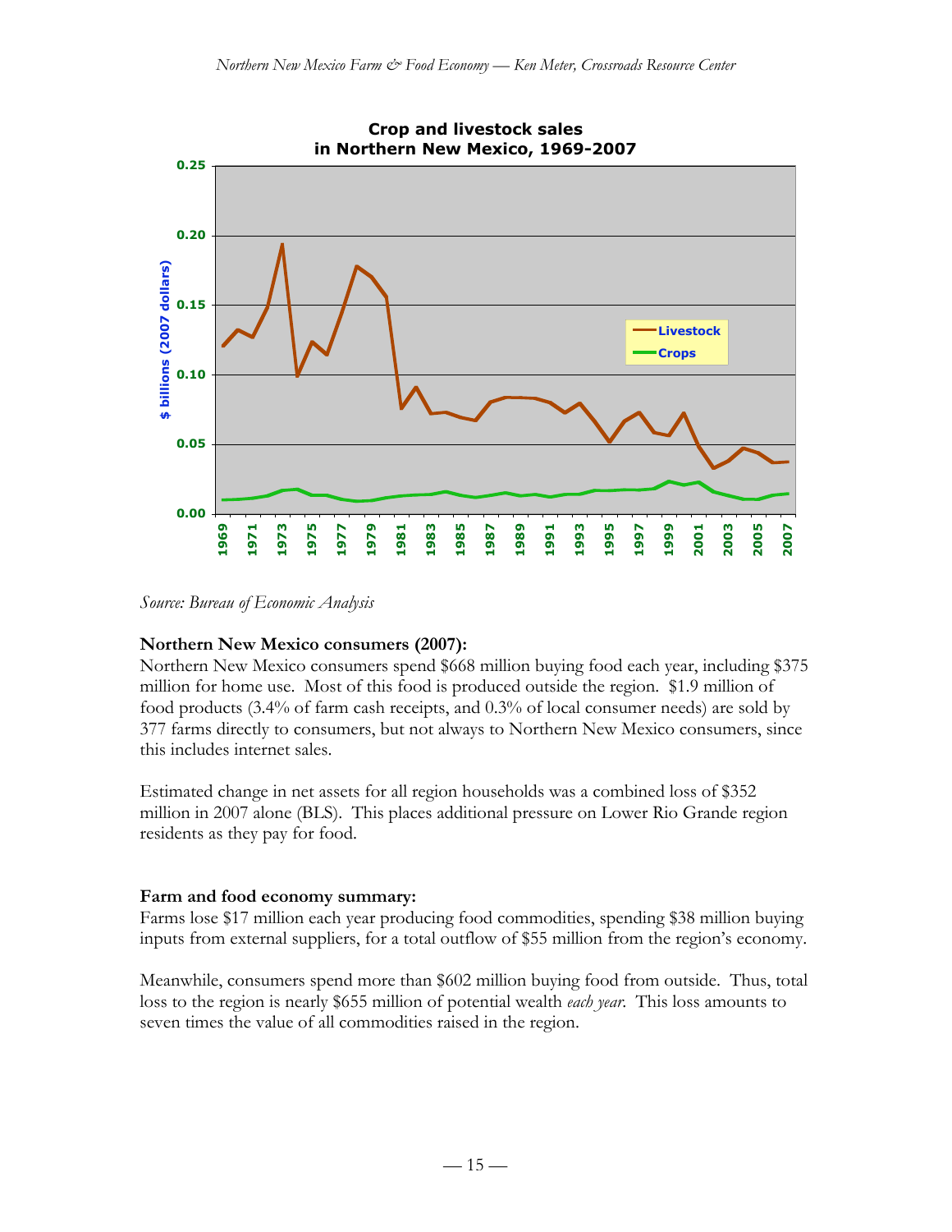Crop and livestock sales
in Northern New Mexico, 1969-2007

$ billions (2007 dollars)

0.25
0.20
0.15
0.10
0.05
0.00

1969
1971
1973
1975
1977
1979
1981
1983
1985
1987
1989
1991
1993
1995
1997
1999
2001
2003
2005
2007

Livestock
Crops

*Source: Bureau of Economic Analysis*

**Northern New Mexico consumers (2007):**

Northern New Mexico consumers spend $668 million buying food each year, including $375 million for home use. Most of this food is produced outside the region. $1.9 million of food products (3.4% of farm cash receipts, and 0.3% of local consumer needs) are sold by 377 farms directly to consumers, but not always to Northern New Mexico consumers, since this includes internet sales.

Estimated change in net assets for all region households was a combined loss of $352 million in 2007 alone (BLS). This places additional pressure on Lower Rio Grande region residents as they pay for food.

**Farm and food economy summary:**

Farms lose $17 million each year producing food commodities, spending $38 million buying inputs from external suppliers, for a total outflow of $55 million from the region's economy.

Meanwhile, consumers spend more than $602 million buying food from outside. Thus, total loss to the region is nearly $655 million of potential wealth *each year*. This loss amounts to seven times the value of all commodities raised in the region.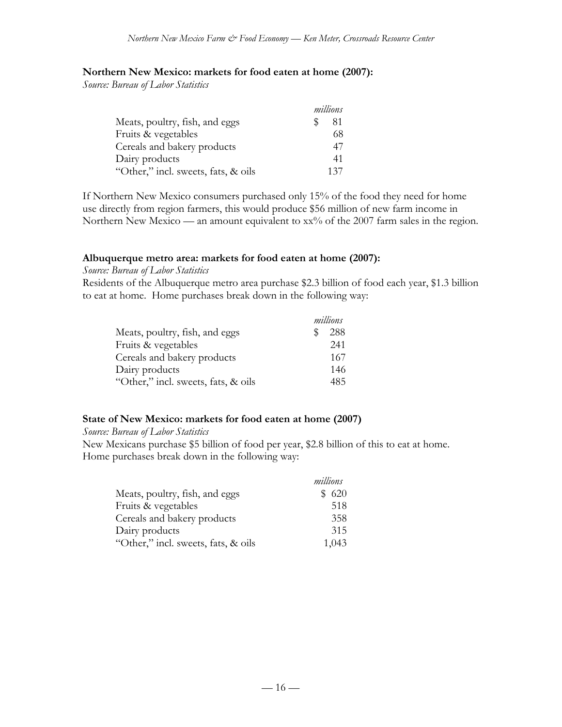**Northern New Mexico: markets for food eaten at home (2007):**

*Source: Bureau of Labor Statistics*

| | *millions* |
|---|---|
| Meats, poultry, fish, and eggs | $ 81 |
| Fruits & vegetables | 68 |
| Cereals and bakery products | 47 |
| Dairy products | 41 |
| "Other," incl. sweets, fats, & oils | 137 |

If Northern New Mexico consumers purchased only 15% of the food they need for home use directly from region farmers, this would produce $56 million of new farm income in Northern New Mexico — an amount equivalent to xx% of the 2007 farm sales in the region.

**Albuquerque metro area: markets for food eaten at home (2007):**

*Source: Bureau of Labor Statistics*

Residents of the Albuquerque metro area purchase $2.3 billion of food each year, $1.3 billion to eat at home. Home purchases break down in the following way:

| | *millions* |
|---|---|
| Meats, poultry, fish, and eggs | $ 288 |
| Fruits & vegetables | 241 |
| Cereals and bakery products | 167 |
| Dairy products | 146 |
| "Other," incl. sweets, fats, & oils | 485 |

**State of New Mexico: markets for food eaten at home (2007)**

*Source: Bureau of Labor Statistics*

New Mexicans purchase $5 billion of food per year, $2.8 billion of this to eat at home. Home purchases break down in the following way:

| | *millions* |
|---|---|
| Meats, poultry, fish, and eggs | $ 620 |
| Fruits & vegetables | 518 |
| Cereals and bakery products | 358 |
| Dairy products | 315 |
| "Other," incl. sweets, fats, & oils | 1,043 |